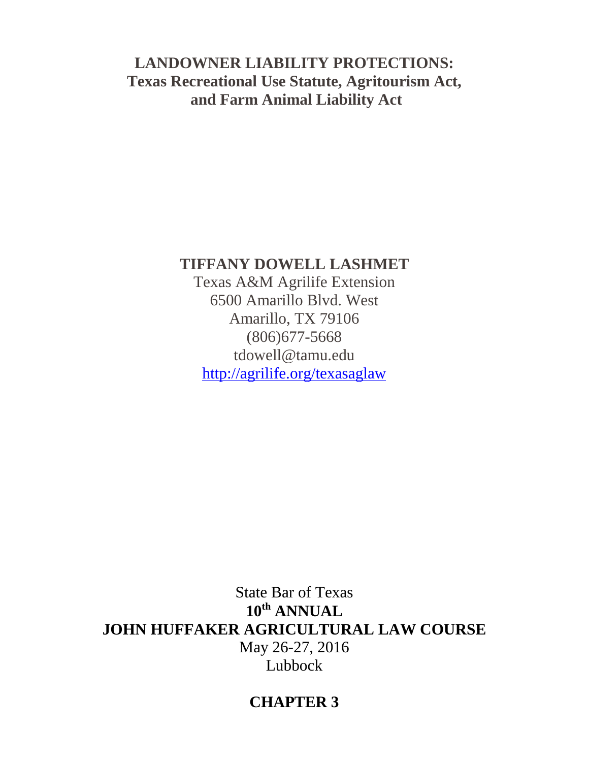# LANDOWNER LIABILITY PROTECTIONS:
## Texas Recreational Use Statute, Agritourism Act, and Farm Animal Liability Act

**TIFFANY DOWELL LASHMET**
Texas A&M Agrilife Extension
6500 Amarillo Blvd. West
Amarillo, TX 79106
(806)677-5668
tdowell@tamu.edu
http://agrilife.org/texasaglaw

State Bar of Texas
**10th ANNUAL**
**JOHN HUFFAKER AGRICULTURAL LAW COURSE**
May 26-27, 2016
Lubbock

**CHAPTER 3**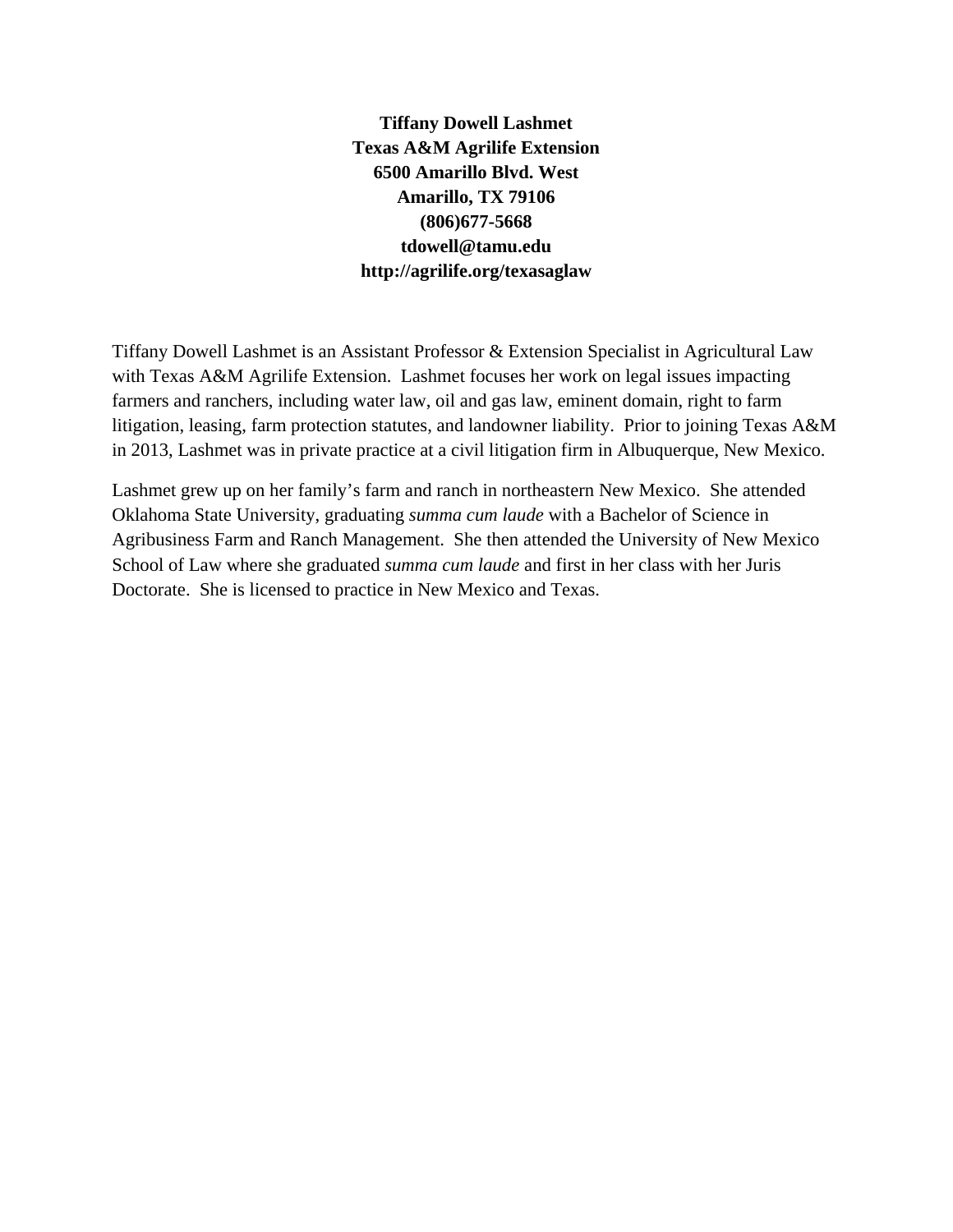**Tiffany Dowell Lashmet**
**Texas A&M Agrilife Extension**
**6500 Amarillo Blvd. West**
**Amarillo, TX 79106**
**(806)677-5668**
**tdowell@tamu.edu**
**http://agrilife.org/texasaglaw**

Tiffany Dowell Lashmet is an Assistant Professor & Extension Specialist in Agricultural Law with Texas A&M Agrilife Extension. Lashmet focuses her work on legal issues impacting farmers and ranchers, including water law, oil and gas law, eminent domain, right to farm litigation, leasing, farm protection statutes, and landowner liability. Prior to joining Texas A&M in 2013, Lashmet was in private practice at a civil litigation firm in Albuquerque, New Mexico.

Lashmet grew up on her family's farm and ranch in northeastern New Mexico. She attended Oklahoma State University, graduating *summa cum laude* with a Bachelor of Science in Agribusiness Farm and Ranch Management. She then attended the University of New Mexico School of Law where she graduated *summa cum laude* and first in her class with her Juris Doctorate. She is licensed to practice in New Mexico and Texas.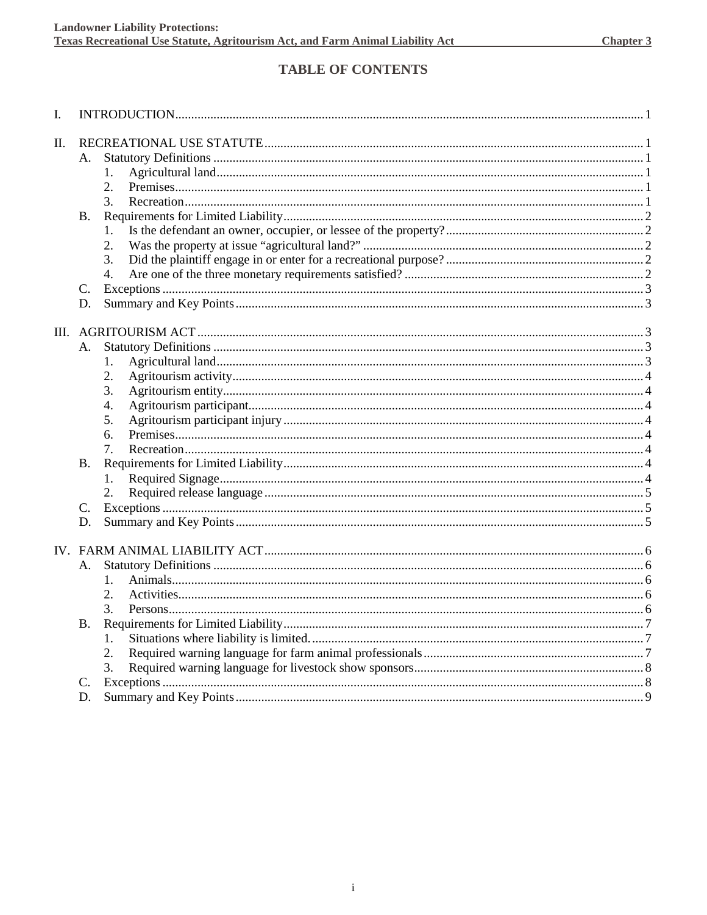# TABLE OF CONTENTS

I. INTRODUCTION ..... 1

II. RECREATIONAL USE STATUTE ..... 1
- A. Statutory Definitions ..... 1
  - 1. Agricultural land ..... 1
  - 2. Premises ..... 1
  - 3. Recreation ..... 1
- B. Requirements for Limited Liability ..... 2
  - 1. Is the defendant an owner, occupier, or lessee of the property? ..... 2
  - 2. Was the property at issue "agricultural land?" ..... 2
  - 3. Did the plaintiff engage in or enter for a recreational purpose? ..... 2
  - 4. Are one of the three monetary requirements satisfied? ..... 2
- C. Exceptions ..... 3
- D. Summary and Key Points ..... 3

III. AGRITOURISM ACT ..... 3
- A. Statutory Definitions ..... 3
  - 1. Agricultural land ..... 3
  - 2. Agritourism activity ..... 4
  - 3. Agritourism entity ..... 4
  - 4. Agritourism participant ..... 4
  - 5. Agritourism participant injury ..... 4
  - 6. Premises ..... 4
  - 7. Recreation ..... 4
- B. Requirements for Limited Liability ..... 4
  - 1. Required Signage ..... 4
  - 2. Required release language ..... 5
- C. Exceptions ..... 5
- D. Summary and Key Points ..... 5

IV. FARM ANIMAL LIABILITY ACT ..... 6
- A. Statutory Definitions ..... 6
  - 1. Animals ..... 6
  - 2. Activities ..... 6
  - 3. Persons ..... 6
- B. Requirements for Limited Liability ..... 7
  - 1. Situations where liability is limited. ..... 7
  - 2. Required warning language for farm animal professionals ..... 7
  - 3. Required warning language for livestock show sponsors ..... 8
- C. Exceptions ..... 8
- D. Summary and Key Points ..... 9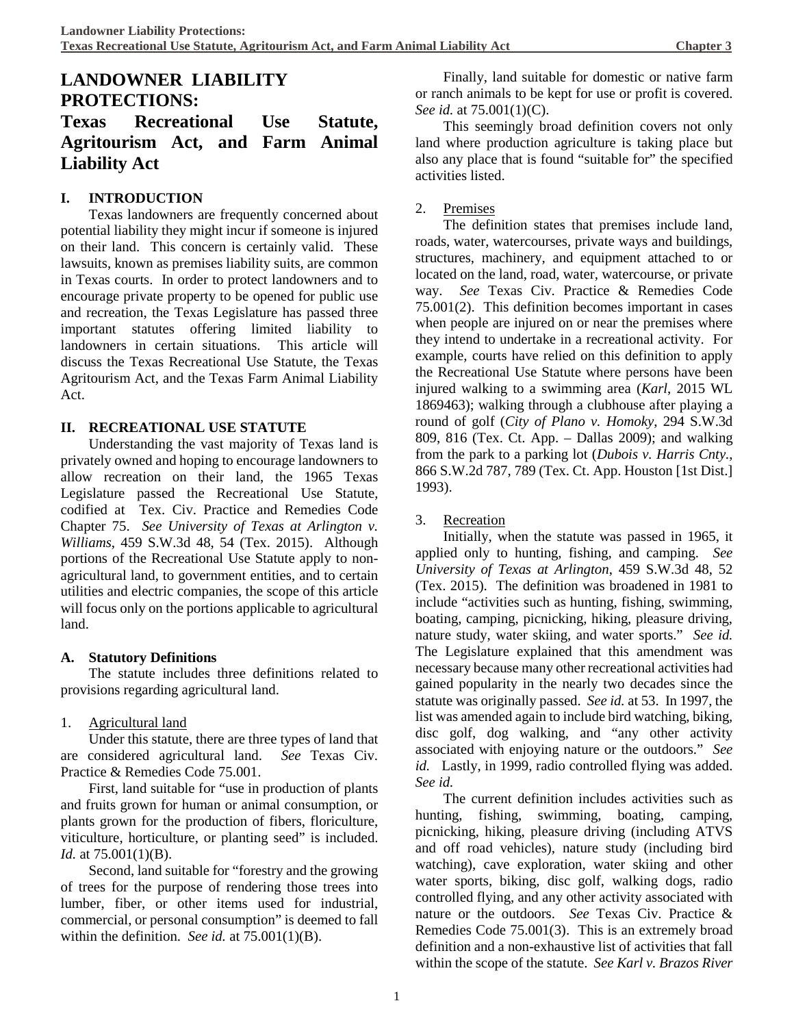# LANDOWNER LIABILITY PROTECTIONS:

## Texas Recreational Use Statute, Agritourism Act, and Farm Animal Liability Act

### I. INTRODUCTION

Texas landowners are frequently concerned about potential liability they might incur if someone is injured on their land. This concern is certainly valid. These lawsuits, known as premises liability suits, are common in Texas courts. In order to protect landowners and to encourage private property to be opened for public use and recreation, the Texas Legislature has passed three important statutes offering limited liability to landowners in certain situations. This article will discuss the Texas Recreational Use Statute, the Texas Agritourism Act, and the Texas Farm Animal Liability Act.

### II. RECREATIONAL USE STATUTE

Understanding the vast majority of Texas land is privately owned and hoping to encourage landowners to allow recreation on their land, the 1965 Texas Legislature passed the Recreational Use Statute, codified at Tex. Civ. Practice and Remedies Code Chapter 75. *See University of Texas at Arlington v. Williams*, 459 S.W.3d 48, 54 (Tex. 2015). Although portions of the Recreational Use Statute apply to non-agricultural land, to government entities, and to certain utilities and electric companies, the scope of this article will focus only on the portions applicable to agricultural land.

#### A. Statutory Definitions

The statute includes three definitions related to provisions regarding agricultural land.

1. Agricultural land

Under this statute, there are three types of land that are considered agricultural land. *See* Texas Civ. Practice & Remedies Code 75.001.

First, land suitable for "use in production of plants and fruits grown for human or animal consumption, or plants grown for the production of fibers, floriculture, viticulture, horticulture, or planting seed" is included. *Id.* at 75.001(1)(B).

Second, land suitable for "forestry and the growing of trees for the purpose of rendering those trees into lumber, fiber, or other items used for industrial, commercial, or personal consumption" is deemed to fall within the definition. *See id.* at 75.001(1)(B).

Finally, land suitable for domestic or native farm or ranch animals to be kept for use or profit is covered. *See id.* at 75.001(1)(C).

This seemingly broad definition covers not only land where production agriculture is taking place but also any place that is found "suitable for" the specified activities listed.

2. Premises

The definition states that premises include land, roads, water, watercourses, private ways and buildings, structures, machinery, and equipment attached to or located on the land, road, water, watercourse, or private way. *See* Texas Civ. Practice & Remedies Code 75.001(2). This definition becomes important in cases when people are injured on or near the premises where they intend to undertake in a recreational activity. For example, courts have relied on this definition to apply the Recreational Use Statute where persons have been injured walking to a swimming area (*Karl*, 2015 WL 1869463); walking through a clubhouse after playing a round of golf (*City of Plano v. Homoky*, 294 S.W.3d 809, 816 (Tex. Ct. App. – Dallas 2009); and walking from the park to a parking lot (*Dubois v. Harris Cnty.*, 866 S.W.2d 787, 789 (Tex. Ct. App. Houston [1st Dist.] 1993).

3. Recreation

Initially, when the statute was passed in 1965, it applied only to hunting, fishing, and camping. *See University of Texas at Arlington*, 459 S.W.3d 48, 52 (Tex. 2015). The definition was broadened in 1981 to include "activities such as hunting, fishing, swimming, boating, camping, picnicking, hiking, pleasure driving, nature study, water skiing, and water sports." *See id.* The Legislature explained that this amendment was necessary because many other recreational activities had gained popularity in the nearly two decades since the statute was originally passed. *See id.* at 53. In 1997, the list was amended again to include bird watching, biking, disc golf, dog walking, and "any other activity associated with enjoying nature or the outdoors." *See id.* Lastly, in 1999, radio controlled flying was added. *See id.*

The current definition includes activities such as hunting, fishing, swimming, boating, camping, picnicking, hiking, pleasure driving (including ATVS and off road vehicles), nature study (including bird watching), cave exploration, water skiing and other water sports, biking, disc golf, walking dogs, radio controlled flying, and any other activity associated with nature or the outdoors. *See* Texas Civ. Practice & Remedies Code 75.001(3). This is an extremely broad definition and a non-exhaustive list of activities that fall within the scope of the statute. *See Karl v. Brazos River*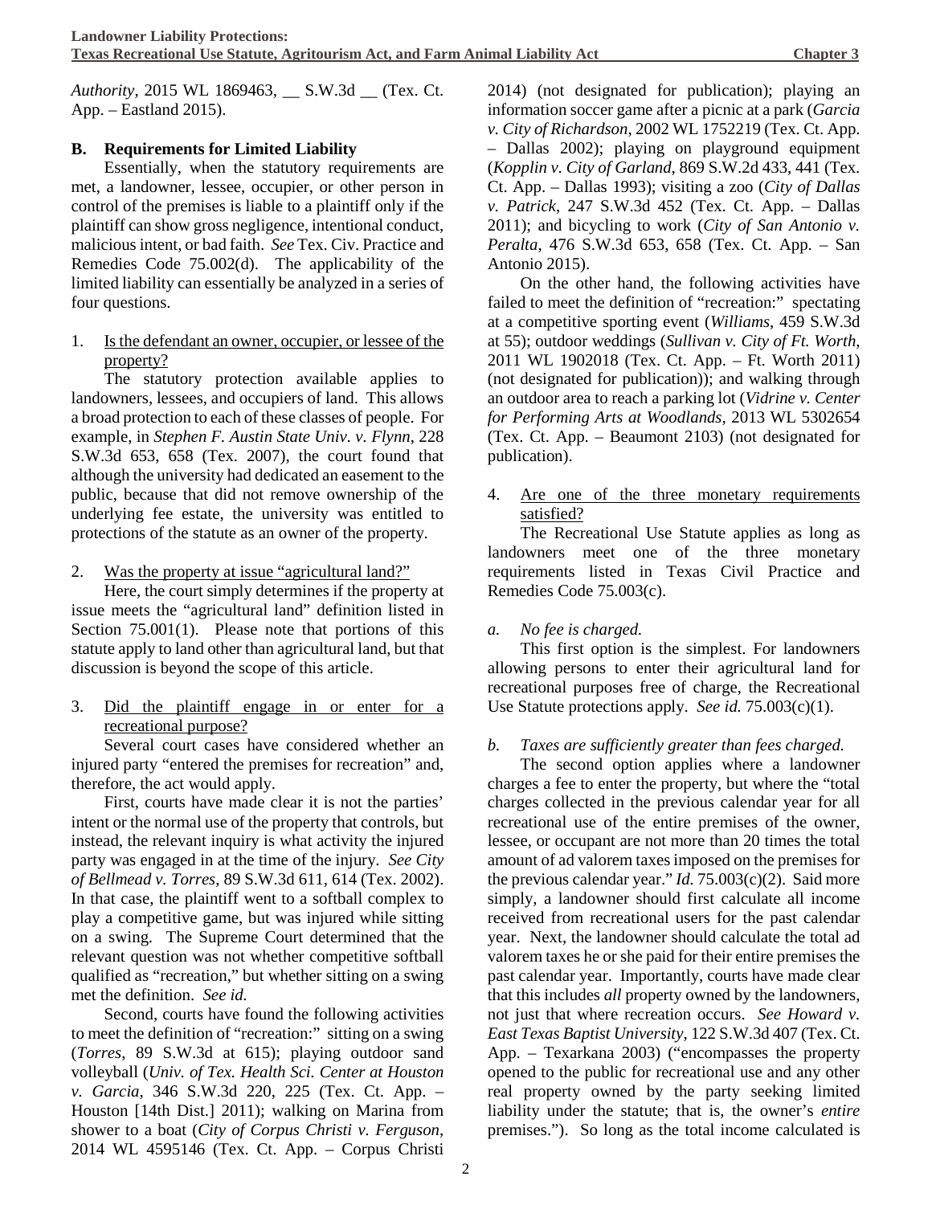*Authority*, 2015 WL 1869463, __ S.W.3d __ (Tex. Ct. App. – Eastland 2015).

### B. Requirements for Limited Liability

Essentially, when the statutory requirements are met, a landowner, lessee, occupier, or other person in control of the premises is liable to a plaintiff only if the plaintiff can show gross negligence, intentional conduct, malicious intent, or bad faith. *See* Tex. Civ. Practice and Remedies Code 75.002(d). The applicability of the limited liability can essentially be analyzed in a series of four questions.

1. Is the defendant an owner, occupier, or lessee of the property?

The statutory protection available applies to landowners, lessees, and occupiers of land. This allows a broad protection to each of these classes of people. For example, in *Stephen F. Austin State Univ. v. Flynn*, 228 S.W.3d 653, 658 (Tex. 2007), the court found that although the university had dedicated an easement to the public, because that did not remove ownership of the underlying fee estate, the university was entitled to protections of the statute as an owner of the property.

2. Was the property at issue "agricultural land?"

Here, the court simply determines if the property at issue meets the "agricultural land" definition listed in Section 75.001(1). Please note that portions of this statute apply to land other than agricultural land, but that discussion is beyond the scope of this article.

3. Did the plaintiff engage in or enter for a recreational purpose?

Several court cases have considered whether an injured party "entered the premises for recreation" and, therefore, the act would apply.

First, courts have made clear it is not the parties' intent or the normal use of the property that controls, but instead, the relevant inquiry is what activity the injured party was engaged in at the time of the injury. *See City of Bellmead v. Torres*, 89 S.W.3d 611, 614 (Tex. 2002). In that case, the plaintiff went to a softball complex to play a competitive game, but was injured while sitting on a swing. The Supreme Court determined that the relevant question was not whether competitive softball qualified as "recreation," but whether sitting on a swing met the definition. *See id.*

Second, courts have found the following activities to meet the definition of "recreation:" sitting on a swing (*Torres*, 89 S.W.3d at 615); playing outdoor sand volleyball (*Univ. of Tex. Health Sci. Center at Houston v. Garcia*, 346 S.W.3d 220, 225 (Tex. Ct. App. – Houston [14th Dist.] 2011); walking on Marina from shower to a boat (*City of Corpus Christi v. Ferguson*, 2014 WL 4595146 (Tex. Ct. App. – Corpus Christi 2014) (not designated for publication); playing an information soccer game after a picnic at a park (*Garcia v. City of Richardson*, 2002 WL 1752219 (Tex. Ct. App. – Dallas 2002); playing on playground equipment (*Kopplin v. City of Garland*, 869 S.W.2d 433, 441 (Tex. Ct. App. – Dallas 1993); visiting a zoo (*City of Dallas v. Patrick*, 247 S.W.3d 452 (Tex. Ct. App. – Dallas 2011); and bicycling to work (*City of San Antonio v. Peralta*, 476 S.W.3d 653, 658 (Tex. Ct. App. – San Antonio 2015).

On the other hand, the following activities have failed to meet the definition of "recreation:" spectating at a competitive sporting event (*Williams*, 459 S.W.3d at 55); outdoor weddings (*Sullivan v. City of Ft. Worth*, 2011 WL 1902018 (Tex. Ct. App. – Ft. Worth 2011) (not designated for publication)); and walking through an outdoor area to reach a parking lot (*Vidrine v. Center for Performing Arts at Woodlands*, 2013 WL 5302654 (Tex. Ct. App. – Beaumont 2103) (not designated for publication).

4. Are one of the three monetary requirements satisfied?

The Recreational Use Statute applies as long as landowners meet one of the three monetary requirements listed in Texas Civil Practice and Remedies Code 75.003(c).

*a. No fee is charged.*

This first option is the simplest. For landowners allowing persons to enter their agricultural land for recreational purposes free of charge, the Recreational Use Statute protections apply. *See id.* 75.003(c)(1).

*b. Taxes are sufficiently greater than fees charged.*

The second option applies where a landowner charges a fee to enter the property, but where the "total charges collected in the previous calendar year for all recreational use of the entire premises of the owner, lessee, or occupant are not more than 20 times the total amount of ad valorem taxes imposed on the premises for the previous calendar year." *Id.* 75.003(c)(2). Said more simply, a landowner should first calculate all income received from recreational users for the past calendar year. Next, the landowner should calculate the total ad valorem taxes he or she paid for their entire premises the past calendar year. Importantly, courts have made clear that this includes *all* property owned by the landowners, not just that where recreation occurs. *See Howard v. East Texas Baptist University*, 122 S.W.3d 407 (Tex. Ct. App. – Texarkana 2003) ("encompasses the property opened to the public for recreational use and any other real property owned by the party seeking limited liability under the statute; that is, the owner's *entire* premises."). So long as the total income calculated is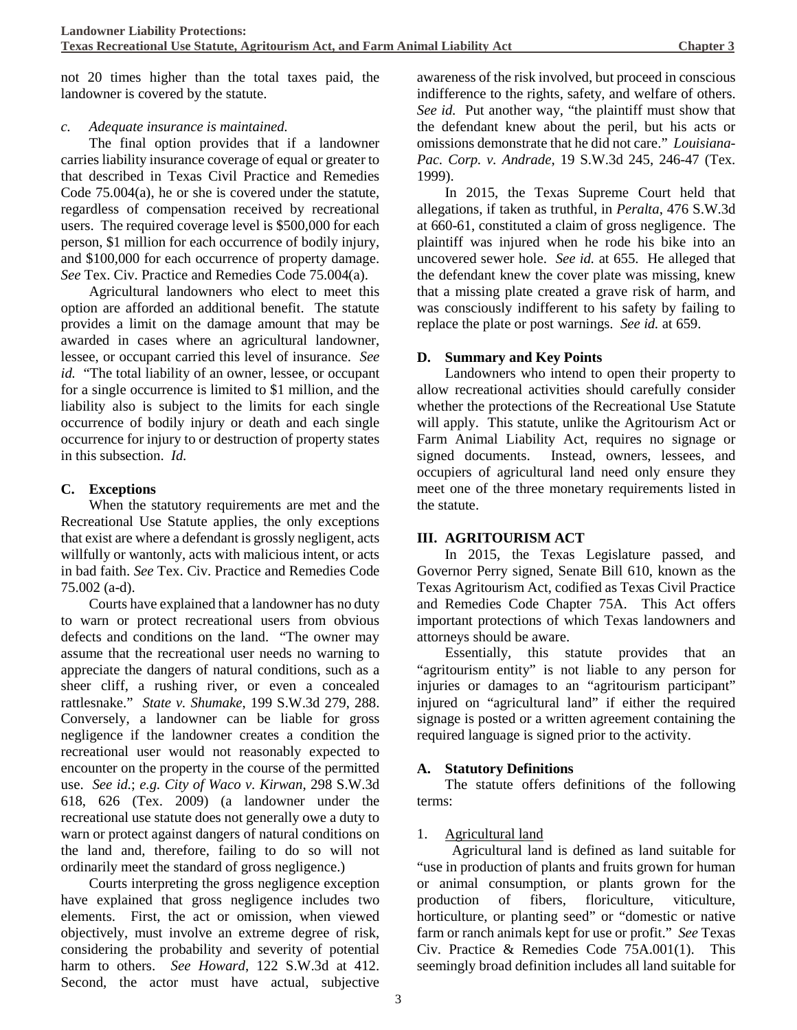not 20 times higher than the total taxes paid, the landowner is covered by the statute.

*c. Adequate insurance is maintained.*

The final option provides that if a landowner carries liability insurance coverage of equal or greater to that described in Texas Civil Practice and Remedies Code 75.004(a), he or she is covered under the statute, regardless of compensation received by recreational users. The required coverage level is $500,000 for each person, $1 million for each occurrence of bodily injury, and $100,000 for each occurrence of property damage. *See* Tex. Civ. Practice and Remedies Code 75.004(a).

Agricultural landowners who elect to meet this option are afforded an additional benefit. The statute provides a limit on the damage amount that may be awarded in cases where an agricultural landowner, lessee, or occupant carried this level of insurance. *See id.* "The total liability of an owner, lessee, or occupant for a single occurrence is limited to $1 million, and the liability also is subject to the limits for each single occurrence of bodily injury or death and each single occurrence for injury to or destruction of property states in this subsection. *Id.*

## C. Exceptions

When the statutory requirements are met and the Recreational Use Statute applies, the only exceptions that exist are where a defendant is grossly negligent, acts willfully or wantonly, acts with malicious intent, or acts in bad faith. *See* Tex. Civ. Practice and Remedies Code 75.002 (a-d).

Courts have explained that a landowner has no duty to warn or protect recreational users from obvious defects and conditions on the land. "The owner may assume that the recreational user needs no warning to appreciate the dangers of natural conditions, such as a sheer cliff, a rushing river, or even a concealed rattlesnake." *State v. Shumake*, 199 S.W.3d 279, 288. Conversely, a landowner can be liable for gross negligence if the landowner creates a condition the recreational user would not reasonably expected to encounter on the property in the course of the permitted use. *See id.*; *e.g. City of Waco v. Kirwan*, 298 S.W.3d 618, 626 (Tex. 2009) (a landowner under the recreational use statute does not generally owe a duty to warn or protect against dangers of natural conditions on the land and, therefore, failing to do so will not ordinarily meet the standard of gross negligence.)

Courts interpreting the gross negligence exception have explained that gross negligence includes two elements. First, the act or omission, when viewed objectively, must involve an extreme degree of risk, considering the probability and severity of potential harm to others. *See Howard*, 122 S.W.3d at 412. Second, the actor must have actual, subjective awareness of the risk involved, but proceed in conscious indifference to the rights, safety, and welfare of others. *See id.* Put another way, "the plaintiff must show that the defendant knew about the peril, but his acts or omissions demonstrate that he did not care." *Louisiana-Pac. Corp. v. Andrade*, 19 S.W.3d 245, 246-47 (Tex. 1999).

In 2015, the Texas Supreme Court held that allegations, if taken as truthful, in *Peralta*, 476 S.W.3d at 660-61, constituted a claim of gross negligence. The plaintiff was injured when he rode his bike into an uncovered sewer hole. *See id.* at 655. He alleged that the defendant knew the cover plate was missing, knew that a missing plate created a grave risk of harm, and was consciously indifferent to his safety by failing to replace the plate or post warnings. *See id.* at 659.

## D. Summary and Key Points

Landowners who intend to open their property to allow recreational activities should carefully consider whether the protections of the Recreational Use Statute will apply. This statute, unlike the Agritourism Act or Farm Animal Liability Act, requires no signage or signed documents. Instead, owners, lessees, and occupiers of agricultural land need only ensure they meet one of the three monetary requirements listed in the statute.

# III. AGRITOURISM ACT

In 2015, the Texas Legislature passed, and Governor Perry signed, Senate Bill 610, known as the Texas Agritourism Act, codified as Texas Civil Practice and Remedies Code Chapter 75A. This Act offers important protections of which Texas landowners and attorneys should be aware.

Essentially, this statute provides that an "agritourism entity" is not liable to any person for injuries or damages to an "agritourism participant" injured on "agricultural land" if either the required signage is posted or a written agreement containing the required language is signed prior to the activity.

## A. Statutory Definitions

The statute offers definitions of the following terms:

1. Agricultural land

Agricultural land is defined as land suitable for "use in production of plants and fruits grown for human or animal consumption, or plants grown for the production of fibers, floriculture, viticulture, horticulture, or planting seed" or "domestic or native farm or ranch animals kept for use or profit." *See* Texas Civ. Practice & Remedies Code 75A.001(1). This seemingly broad definition includes all land suitable for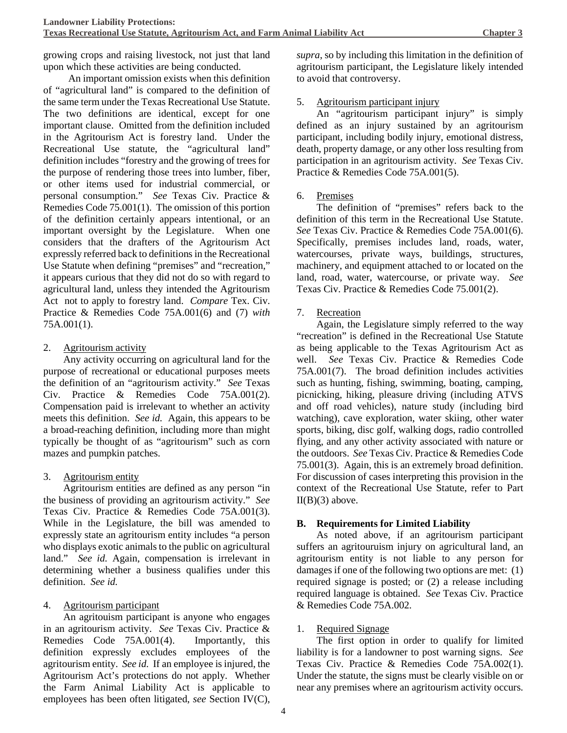growing crops and raising livestock, not just that land upon which these activities are being conducted.

An important omission exists when this definition of "agricultural land" is compared to the definition of the same term under the Texas Recreational Use Statute. The two definitions are identical, except for one important clause. Omitted from the definition included in the Agritourism Act is forestry land. Under the Recreational Use statute, the "agricultural land" definition includes "forestry and the growing of trees for the purpose of rendering those trees into lumber, fiber, or other items used for industrial commercial, or personal consumption." *See* Texas Civ. Practice & Remedies Code 75.001(1). The omission of this portion of the definition certainly appears intentional, or an important oversight by the Legislature. When one considers that the drafters of the Agritourism Act expressly referred back to definitions in the Recreational Use Statute when defining "premises" and "recreation," it appears curious that they did not do so with regard to agricultural land, unless they intended the Agritourism Act not to apply to forestry land. *Compare* Tex. Civ. Practice & Remedies Code 75A.001(6) and (7) *with* 75A.001(1).

2. Agritourism activity

Any activity occurring on agricultural land for the purpose of recreational or educational purposes meets the definition of an "agritourism activity." *See* Texas Civ. Practice & Remedies Code 75A.001(2). Compensation paid is irrelevant to whether an activity meets this definition. *See id.* Again, this appears to be a broad-reaching definition, including more than might typically be thought of as "agritourism" such as corn mazes and pumpkin patches.

3. Agritourism entity

Agritourism entities are defined as any person "in the business of providing an agritourism activity." *See* Texas Civ. Practice & Remedies Code 75A.001(3). While in the Legislature, the bill was amended to expressly state an agritourism entity includes "a person who displays exotic animals to the public on agricultural land." *See id.* Again, compensation is irrelevant in determining whether a business qualifies under this definition. *See id.*

4. Agritourism participant

An agritouism participant is anyone who engages in an agritourism activity. *See* Texas Civ. Practice & Remedies Code 75A.001(4). Importantly, this definition expressly excludes employees of the agritourism entity. *See id.* If an employee is injured, the Agritourism Act's protections do not apply. Whether the Farm Animal Liability Act is applicable to employees has been often litigated, *see* Section IV(C), *supra*, so by including this limitation in the definition of agritourism participant, the Legislature likely intended to avoid that controversy.

5. Agritourism participant injury

An "agritourism participant injury" is simply defined as an injury sustained by an agritourism participant, including bodily injury, emotional distress, death, property damage, or any other loss resulting from participation in an agritourism activity. *See* Texas Civ. Practice & Remedies Code 75A.001(5).

6. Premises

The definition of "premises" refers back to the definition of this term in the Recreational Use Statute. *See* Texas Civ. Practice & Remedies Code 75A.001(6). Specifically, premises includes land, roads, water, watercourses, private ways, buildings, structures, machinery, and equipment attached to or located on the land, road, water, watercourse, or private way. *See* Texas Civ. Practice & Remedies Code 75.001(2).

7. Recreation

Again, the Legislature simply referred to the way "recreation" is defined in the Recreational Use Statute as being applicable to the Texas Agritourism Act as well. *See* Texas Civ. Practice & Remedies Code 75A.001(7). The broad definition includes activities such as hunting, fishing, swimming, boating, camping, picnicking, hiking, pleasure driving (including ATVS and off road vehicles), nature study (including bird watching), cave exploration, water skiing, other water sports, biking, disc golf, walking dogs, radio controlled flying, and any other activity associated with nature or the outdoors. *See* Texas Civ. Practice & Remedies Code 75.001(3). Again, this is an extremely broad definition. For discussion of cases interpreting this provision in the context of the Recreational Use Statute, refer to Part II(B)(3) above.

### B. Requirements for Limited Liability

As noted above, if an agritourism participant suffers an agritouruism injury on agricultural land, an agritourism entity is not liable to any person for damages if one of the following two options are met: (1) required signage is posted; or (2) a release including required language is obtained. *See* Texas Civ. Practice & Remedies Code 75A.002.

1. Required Signage

The first option in order to qualify for limited liability is for a landowner to post warning signs. *See* Texas Civ. Practice & Remedies Code 75A.002(1). Under the statute, the signs must be clearly visible on or near any premises where an agritourism activity occurs.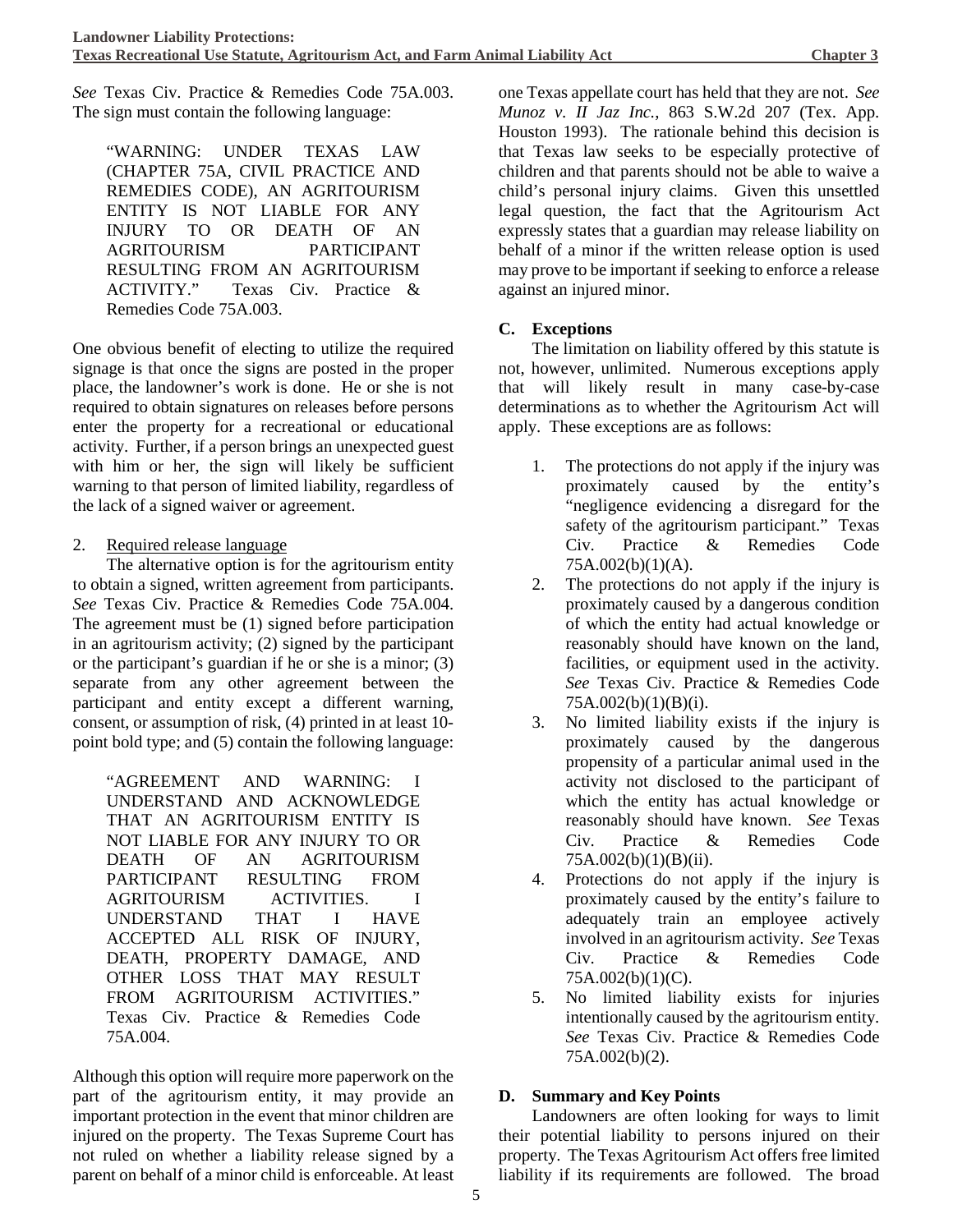*See* Texas Civ. Practice & Remedies Code 75A.003. The sign must contain the following language:

> "WARNING: UNDER TEXAS LAW (CHAPTER 75A, CIVIL PRACTICE AND REMEDIES CODE), AN AGRITOURISM ENTITY IS NOT LIABLE FOR ANY INJURY TO OR DEATH OF AN AGRITOURISM PARTICIPANT RESULTING FROM AN AGRITOURISM ACTIVITY." Texas Civ. Practice & Remedies Code 75A.003.

One obvious benefit of electing to utilize the required signage is that once the signs are posted in the proper place, the landowner's work is done. He or she is not required to obtain signatures on releases before persons enter the property for a recreational or educational activity. Further, if a person brings an unexpected guest with him or her, the sign will likely be sufficient warning to that person of limited liability, regardless of the lack of a signed waiver or agreement.

2. Required release language

The alternative option is for the agritourism entity to obtain a signed, written agreement from participants. *See* Texas Civ. Practice & Remedies Code 75A.004. The agreement must be (1) signed before participation in an agritourism activity; (2) signed by the participant or the participant's guardian if he or she is a minor; (3) separate from any other agreement between the participant and entity except a different warning, consent, or assumption of risk, (4) printed in at least 10-point bold type; and (5) contain the following language:

> "AGREEMENT AND WARNING: I UNDERSTAND AND ACKNOWLEDGE THAT AN AGRITOURISM ENTITY IS NOT LIABLE FOR ANY INJURY TO OR DEATH OF AN AGRITOURISM PARTICIPANT RESULTING FROM AGRITOURISM ACTIVITIES. I UNDERSTAND THAT I HAVE ACCEPTED ALL RISK OF INJURY, DEATH, PROPERTY DAMAGE, AND OTHER LOSS THAT MAY RESULT FROM AGRITOURISM ACTIVITIES." Texas Civ. Practice & Remedies Code 75A.004.

Although this option will require more paperwork on the part of the agritourism entity, it may provide an important protection in the event that minor children are injured on the property. The Texas Supreme Court has not ruled on whether a liability release signed by a parent on behalf of a minor child is enforceable. At least one Texas appellate court has held that they are not. *See Munoz v. II Jaz Inc.*, 863 S.W.2d 207 (Tex. App. Houston 1993). The rationale behind this decision is that Texas law seeks to be especially protective of children and that parents should not be able to waive a child's personal injury claims. Given this unsettled legal question, the fact that the Agritourism Act expressly states that a guardian may release liability on behalf of a minor if the written release option is used may prove to be important if seeking to enforce a release against an injured minor.

### C. Exceptions

The limitation on liability offered by this statute is not, however, unlimited. Numerous exceptions apply that will likely result in many case-by-case determinations as to whether the Agritourism Act will apply. These exceptions are as follows:

1. The protections do not apply if the injury was proximately caused by the entity's "negligence evidencing a disregard for the safety of the agritourism participant." Texas Civ. Practice & Remedies Code 75A.002(b)(1)(A).
2. The protections do not apply if the injury is proximately caused by a dangerous condition of which the entity had actual knowledge or reasonably should have known on the land, facilities, or equipment used in the activity. *See* Texas Civ. Practice & Remedies Code 75A.002(b)(1)(B)(i).
3. No limited liability exists if the injury is proximately caused by the dangerous propensity of a particular animal used in the activity not disclosed to the participant of which the entity has actual knowledge or reasonably should have known. *See* Texas Civ. Practice & Remedies Code 75A.002(b)(1)(B)(ii).
4. Protections do not apply if the injury is proximately caused by the entity's failure to adequately train an employee actively involved in an agritourism activity. *See* Texas Civ. Practice & Remedies Code 75A.002(b)(1)(C).
5. No limited liability exists for injuries intentionally caused by the agritourism entity. *See* Texas Civ. Practice & Remedies Code 75A.002(b)(2).

### D. Summary and Key Points

Landowners are often looking for ways to limit their potential liability to persons injured on their property. The Texas Agritourism Act offers free limited liability if its requirements are followed. The broad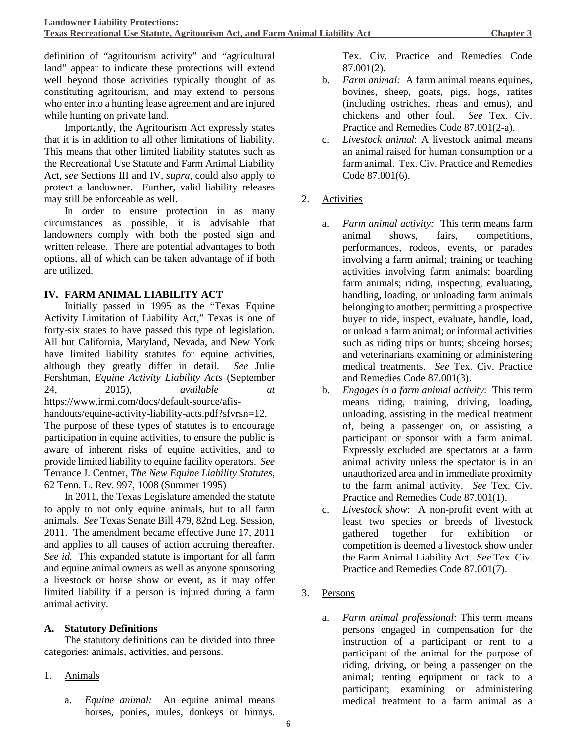definition of "agritourism activity" and "agricultural land" appear to indicate these protections will extend well beyond those activities typically thought of as constituting agritourism, and may extend to persons who enter into a hunting lease agreement and are injured while hunting on private land.

Importantly, the Agritourism Act expressly states that it is in addition to all other limitations of liability. This means that other limited liability statutes such as the Recreational Use Statute and Farm Animal Liability Act, *see* Sections III and IV, *supra*, could also apply to protect a landowner. Further, valid liability releases may still be enforceable as well.

In order to ensure protection in as many circumstances as possible, it is advisable that landowners comply with both the posted sign and written release. There are potential advantages to both options, all of which can be taken advantage of if both are utilized.

## IV. FARM ANIMAL LIABILITY ACT

Initially passed in 1995 as the "Texas Equine Activity Limitation of Liability Act," Texas is one of forty-six states to have passed this type of legislation. All but California, Maryland, Nevada, and New York have limited liability statutes for equine activities, although they greatly differ in detail. *See* Julie Fershtman, *Equine Activity Liability Acts* (September 24, 2015), *available at* https://www.irmi.com/docs/default-source/afis-handouts/equine-activity-liability-acts.pdf?sfvrsn=12. The purpose of these types of statutes is to encourage participation in equine activities, to ensure the public is aware of inherent risks of equine activities, and to provide limited liability to equine facility operators. *See* Terrance J. Centner, *The New Equine Liability Statutes*, 62 Tenn. L. Rev. 997, 1008 (Summer 1995)

In 2011, the Texas Legislature amended the statute to apply to not only equine animals, but to all farm animals. *See* Texas Senate Bill 479, 82nd Leg. Session, 2011. The amendment became effective June 17, 2011 and applies to all causes of action accruing thereafter. *See id.* This expanded statute is important for all farm and equine animal owners as well as anyone sponsoring a livestock or horse show or event, as it may offer limited liability if a person is injured during a farm animal activity.

### A. Statutory Definitions

The statutory definitions can be divided into three categories: animals, activities, and persons.

1. <u>Animals</u>

   a. *Equine animal:* An equine animal means horses, ponies, mules, donkeys or hinnys. Tex. Civ. Practice and Remedies Code 87.001(2).

   b. *Farm animal:* A farm animal means equines, bovines, sheep, goats, pigs, hogs, ratites (including ostriches, rheas and emus), and chickens and other foul. *See* Tex. Civ. Practice and Remedies Code 87.001(2-a).

   c. *Livestock animal*: A livestock animal means an animal raised for human consumption or a farm animal. Tex. Civ. Practice and Remedies Code 87.001(6).

2. <u>Activities</u>

   a. *Farm animal activity:* This term means farm animal shows, fairs, competitions, performances, rodeos, events, or parades involving a farm animal; training or teaching activities involving farm animals; boarding farm animals; riding, inspecting, evaluating, handling, loading, or unloading farm animals belonging to another; permitting a prospective buyer to ride, inspect, evaluate, handle, load, or unload a farm animal; or informal activities such as riding trips or hunts; shoeing horses; and veterinarians examining or administering medical treatments. *See* Tex. Civ. Practice and Remedies Code 87.001(3).

   b. *Engages in a farm animal activity*: This term means riding, training, driving, loading, unloading, assisting in the medical treatment of, being a passenger on, or assisting a participant or sponsor with a farm animal. Expressly excluded are spectators at a farm animal activity unless the spectator is in an unauthorized area and in immediate proximity to the farm animal activity. *See* Tex. Civ. Practice and Remedies Code 87.001(1).

   c. *Livestock show*: A non-profit event with at least two species or breeds of livestock gathered together for exhibition or competition is deemed a livestock show under the Farm Animal Liability Act. *See* Tex. Civ. Practice and Remedies Code 87.001(7).

3. <u>Persons</u>

   a. *Farm animal professional*: This term means persons engaged in compensation for the instruction of a participant or rent to a participant of the animal for the purpose of riding, driving, or being a passenger on the animal; renting equipment or tack to a participant; examining or administering medical treatment to a farm animal as a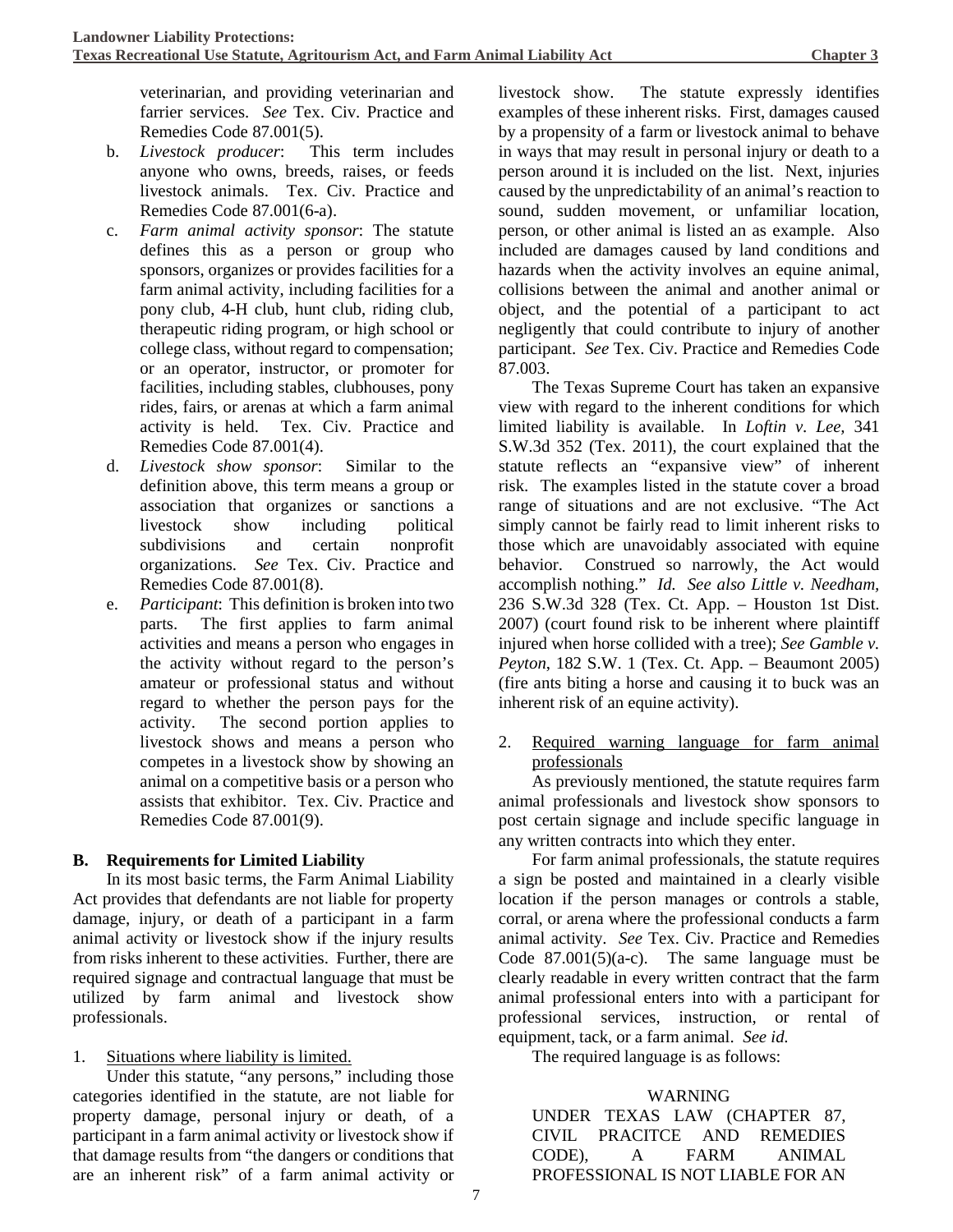veterinarian, and providing veterinarian and farrier services. *See* Tex. Civ. Practice and Remedies Code 87.001(5).

b. *Livestock producer*: This term includes anyone who owns, breeds, raises, or feeds livestock animals. Tex. Civ. Practice and Remedies Code 87.001(6-a).

c. *Farm animal activity sponsor*: The statute defines this as a person or group who sponsors, organizes or provides facilities for a farm animal activity, including facilities for a pony club, 4-H club, hunt club, riding club, therapeutic riding program, or high school or college class, without regard to compensation; or an operator, instructor, or promoter for facilities, including stables, clubhouses, pony rides, fairs, or arenas at which a farm animal activity is held. Tex. Civ. Practice and Remedies Code 87.001(4).

d. *Livestock show sponsor*: Similar to the definition above, this term means a group or association that organizes or sanctions a livestock show including political subdivisions and certain nonprofit organizations. *See* Tex. Civ. Practice and Remedies Code 87.001(8).

e. *Participant*: This definition is broken into two parts. The first applies to farm animal activities and means a person who engages in the activity without regard to the person's amateur or professional status and without regard to whether the person pays for the activity. The second portion applies to livestock shows and means a person who competes in a livestock show by showing an animal on a competitive basis or a person who assists that exhibitor. Tex. Civ. Practice and Remedies Code 87.001(9).

## B. Requirements for Limited Liability

In its most basic terms, the Farm Animal Liability Act provides that defendants are not liable for property damage, injury, or death of a participant in a farm animal activity or livestock show if the injury results from risks inherent to these activities. Further, there are required signage and contractual language that must be utilized by farm animal and livestock show professionals.

1. Situations where liability is limited.

Under this statute, "any persons," including those categories identified in the statute, are not liable for property damage, personal injury or death, of a participant in a farm animal activity or livestock show if that damage results from "the dangers or conditions that are an inherent risk" of a farm animal activity or livestock show. The statute expressly identifies examples of these inherent risks. First, damages caused by a propensity of a farm or livestock animal to behave in ways that may result in personal injury or death to a person around it is included on the list. Next, injuries caused by the unpredictability of an animal's reaction to sound, sudden movement, or unfamiliar location, person, or other animal is listed an as example. Also included are damages caused by land conditions and hazards when the activity involves an equine animal, collisions between the animal and another animal or object, and the potential of a participant to act negligently that could contribute to injury of another participant. *See* Tex. Civ. Practice and Remedies Code 87.003.

The Texas Supreme Court has taken an expansive view with regard to the inherent conditions for which limited liability is available. In *Loftin v. Lee,* 341 S.W.3d 352 (Tex. 2011), the court explained that the statute reflects an "expansive view" of inherent risk. The examples listed in the statute cover a broad range of situations and are not exclusive. "The Act simply cannot be fairly read to limit inherent risks to those which are unavoidably associated with equine behavior. Construed so narrowly, the Act would accomplish nothing." *Id. See also Little v. Needham*, 236 S.W.3d 328 (Tex. Ct. App. – Houston 1st Dist. 2007) (court found risk to be inherent where plaintiff injured when horse collided with a tree); *See Gamble v. Peyton*, 182 S.W. 1 (Tex. Ct. App. – Beaumont 2005) (fire ants biting a horse and causing it to buck was an inherent risk of an equine activity).

2. Required warning language for farm animal professionals

As previously mentioned, the statute requires farm animal professionals and livestock show sponsors to post certain signage and include specific language in any written contracts into which they enter.

For farm animal professionals, the statute requires a sign be posted and maintained in a clearly visible location if the person manages or controls a stable, corral, or arena where the professional conducts a farm animal activity. *See* Tex. Civ. Practice and Remedies Code 87.001(5)(a-c). The same language must be clearly readable in every written contract that the farm animal professional enters into with a participant for professional services, instruction, or rental of equipment, tack, or a farm animal. *See id.*

The required language is as follows:

WARNING
UNDER TEXAS LAW (CHAPTER 87, CIVIL PRACITCE AND REMEDIES CODE), A FARM ANIMAL PROFESSIONAL IS NOT LIABLE FOR AN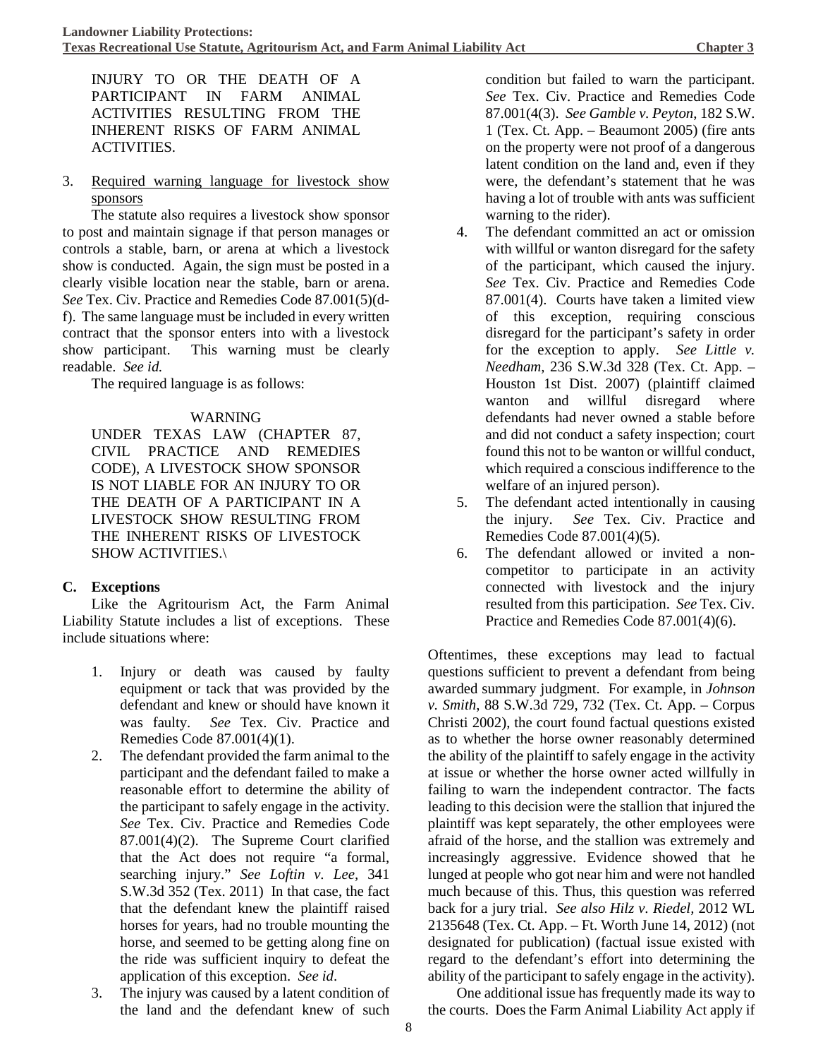INJURY TO OR THE DEATH OF A PARTICIPANT IN FARM ANIMAL ACTIVITIES RESULTING FROM THE INHERENT RISKS OF FARM ANIMAL ACTIVITIES.

3. Required warning language for livestock show sponsors

The statute also requires a livestock show sponsor to post and maintain signage if that person manages or controls a stable, barn, or arena at which a livestock show is conducted. Again, the sign must be posted in a clearly visible location near the stable, barn or arena. *See* Tex. Civ. Practice and Remedies Code 87.001(5)(d-f). The same language must be included in every written contract that the sponsor enters into with a livestock show participant. This warning must be clearly readable. *See id.*

The required language is as follows:

WARNING

UNDER TEXAS LAW (CHAPTER 87, CIVIL PRACTICE AND REMEDIES CODE), A LIVESTOCK SHOW SPONSOR IS NOT LIABLE FOR AN INJURY TO OR THE DEATH OF A PARTICIPANT IN A LIVESTOCK SHOW RESULTING FROM THE INHERENT RISKS OF LIVESTOCK SHOW ACTIVITIES.\

### C. Exceptions

Like the Agritourism Act, the Farm Animal Liability Statute includes a list of exceptions. These include situations where:

1. Injury or death was caused by faulty equipment or tack that was provided by the defendant and knew or should have known it was faulty. *See* Tex. Civ. Practice and Remedies Code 87.001(4)(1).
2. The defendant provided the farm animal to the participant and the defendant failed to make a reasonable effort to determine the ability of the participant to safely engage in the activity. *See* Tex. Civ. Practice and Remedies Code 87.001(4)(2). The Supreme Court clarified that the Act does not require "a formal, searching injury." *See Loftin v. Lee,* 341 S.W.3d 352 (Tex. 2011) In that case, the fact that the defendant knew the plaintiff raised horses for years, had no trouble mounting the horse, and seemed to be getting along fine on the ride was sufficient inquiry to defeat the application of this exception. *See id*.
3. The injury was caused by a latent condition of the land and the defendant knew of such condition but failed to warn the participant. *See* Tex. Civ. Practice and Remedies Code 87.001(4(3). *See Gamble v. Peyton*, 182 S.W. 1 (Tex. Ct. App. – Beaumont 2005) (fire ants on the property were not proof of a dangerous latent condition on the land and, even if they were, the defendant's statement that he was having a lot of trouble with ants was sufficient warning to the rider).
4. The defendant committed an act or omission with willful or wanton disregard for the safety of the participant, which caused the injury. *See* Tex. Civ. Practice and Remedies Code 87.001(4). Courts have taken a limited view of this exception, requiring conscious disregard for the participant's safety in order for the exception to apply. *See Little v. Needham,* 236 S.W.3d 328 (Tex. Ct. App. – Houston 1st Dist. 2007) (plaintiff claimed wanton and willful disregard where defendants had never owned a stable before and did not conduct a safety inspection; court found this not to be wanton or willful conduct, which required a conscious indifference to the welfare of an injured person).
5. The defendant acted intentionally in causing the injury. *See* Tex. Civ. Practice and Remedies Code 87.001(4)(5).
6. The defendant allowed or invited a non-competitor to participate in an activity connected with livestock and the injury resulted from this participation. *See* Tex. Civ. Practice and Remedies Code 87.001(4)(6).

Oftentimes, these exceptions may lead to factual questions sufficient to prevent a defendant from being awarded summary judgment. For example, in *Johnson v. Smith*, 88 S.W.3d 729, 732 (Tex. Ct. App. – Corpus Christi 2002), the court found factual questions existed as to whether the horse owner reasonably determined the ability of the plaintiff to safely engage in the activity at issue or whether the horse owner acted willfully in failing to warn the independent contractor. The facts leading to this decision were the stallion that injured the plaintiff was kept separately, the other employees were afraid of the horse, and the stallion was extremely and increasingly aggressive. Evidence showed that he lunged at people who got near him and were not handled much because of this. Thus, this question was referred back for a jury trial. *See also Hilz v. Riedel*, 2012 WL 2135648 (Tex. Ct. App. – Ft. Worth June 14, 2012) (not designated for publication) (factual issue existed with regard to the defendant's effort into determining the ability of the participant to safely engage in the activity).

One additional issue has frequently made its way to the courts. Does the Farm Animal Liability Act apply if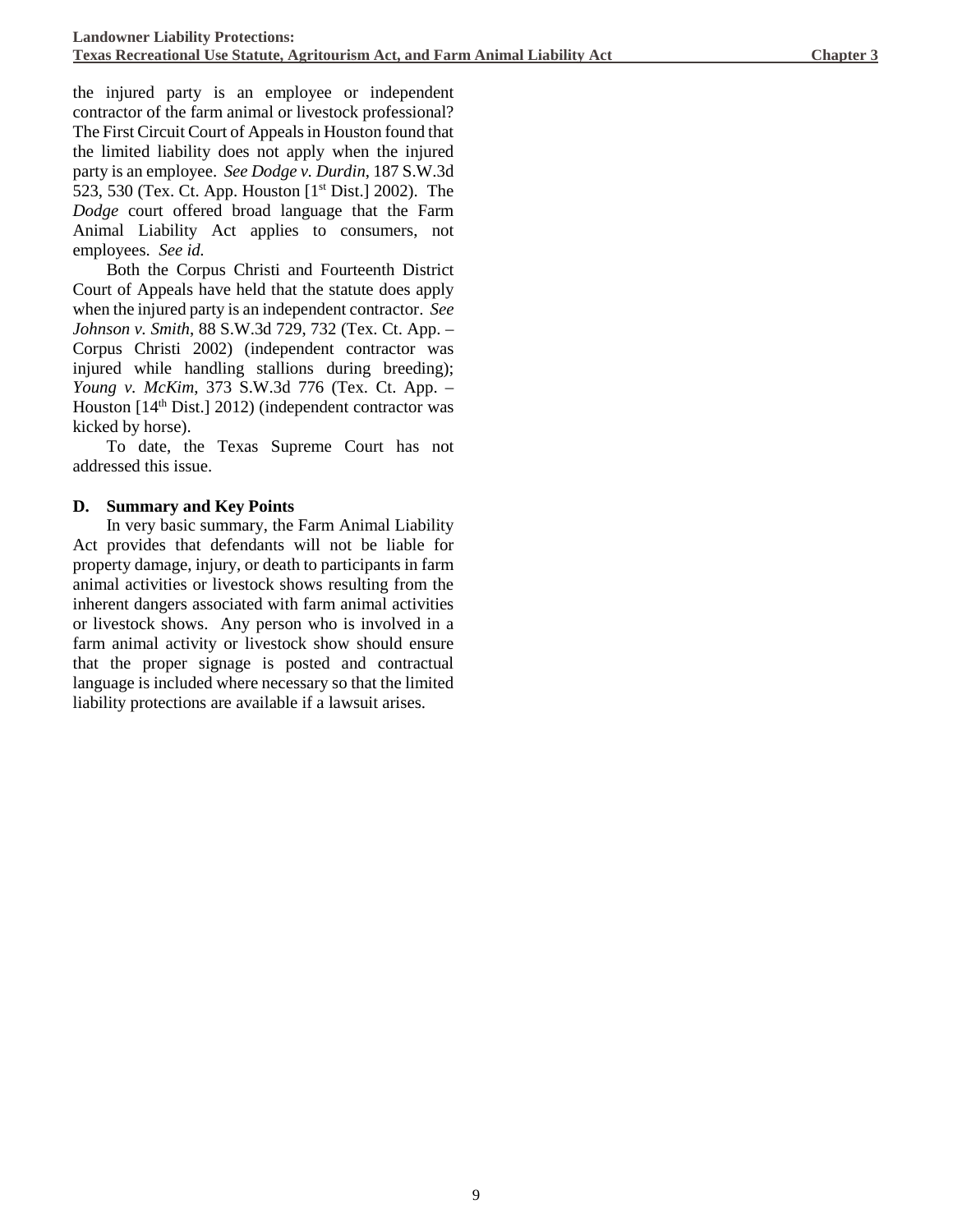the injured party is an employee or independent contractor of the farm animal or livestock professional? The First Circuit Court of Appeals in Houston found that the limited liability does not apply when the injured party is an employee. *See Dodge v. Durdin*, 187 S.W.3d 523, 530 (Tex. Ct. App. Houston [1st Dist.] 2002). The *Dodge* court offered broad language that the Farm Animal Liability Act applies to consumers, not employees. *See id.*

Both the Corpus Christi and Fourteenth District Court of Appeals have held that the statute does apply when the injured party is an independent contractor. *See Johnson v. Smith*, 88 S.W.3d 729, 732 (Tex. Ct. App. – Corpus Christi 2002) (independent contractor was injured while handling stallions during breeding); *Young v. McKim*, 373 S.W.3d 776 (Tex. Ct. App. – Houston [14th Dist.] 2012) (independent contractor was kicked by horse).

To date, the Texas Supreme Court has not addressed this issue.

### D. Summary and Key Points

In very basic summary, the Farm Animal Liability Act provides that defendants will not be liable for property damage, injury, or death to participants in farm animal activities or livestock shows resulting from the inherent dangers associated with farm animal activities or livestock shows. Any person who is involved in a farm animal activity or livestock show should ensure that the proper signage is posted and contractual language is included where necessary so that the limited liability protections are available if a lawsuit arises.